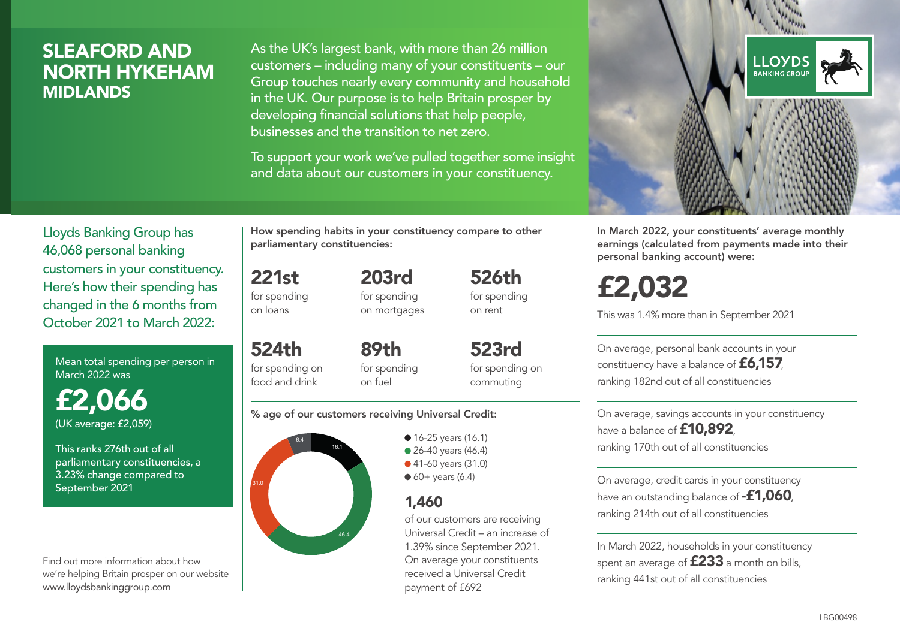# SLEAFORD AND NORTH HYKEHAM
## MIDLANDS

As the UK's largest bank, with more than 26 million customers – including many of your constituents – our Group touches nearly every community and household in the UK. Our purpose is to help Britain prosper by developing financial solutions that help people, businesses and the transition to net zero.

To support your work we've pulled together some insight and data about our customers in your constituency.

Lloyds Banking Group has 46,068 personal banking customers in your constituency. Here's how their spending has changed in the 6 months from October 2021 to March 2022:

Mean total spending per person in March 2022 was

**£2,066**
(UK average: £2,059)

This ranks 276th out of all parliamentary constituencies, a 3.23% change compared to September 2021

Find out more information about how we're helping Britain prosper on our website www.lloydsbankinggroup.com

**How spending habits in your constituency compare to other parliamentary constituencies:**

**221st** for spending on loans

**203rd** for spending on mortgages

**526th** for spending on rent

**524th** for spending on food and drink

**89th** for spending on fuel

**523rd** for spending on commuting

**% age of our customers receiving Universal Credit:**

- 16-25 years (16.1)
- 26-40 years (46.4)
- 41-60 years (31.0)
- 60+ years (6.4)

**1,460**
of our customers are receiving Universal Credit – an increase of 1.39% since September 2021. On average your constituents received a Universal Credit payment of £692

**In March 2022, your constituents' average monthly earnings (calculated from payments made into their personal banking account) were:**

**£2,032**

This was 1.4% more than in September 2021

On average, personal bank accounts in your constituency have a balance of **£6,157**, ranking 182nd out of all constituencies

On average, savings accounts in your constituency have a balance of **£10,892**, ranking 170th out of all constituencies

On average, credit cards in your constituency have an outstanding balance of **-£1,060**, ranking 214th out of all constituencies

In March 2022, households in your constituency spent an average of **£233** a month on bills, ranking 441st out of all constituencies

LBG00498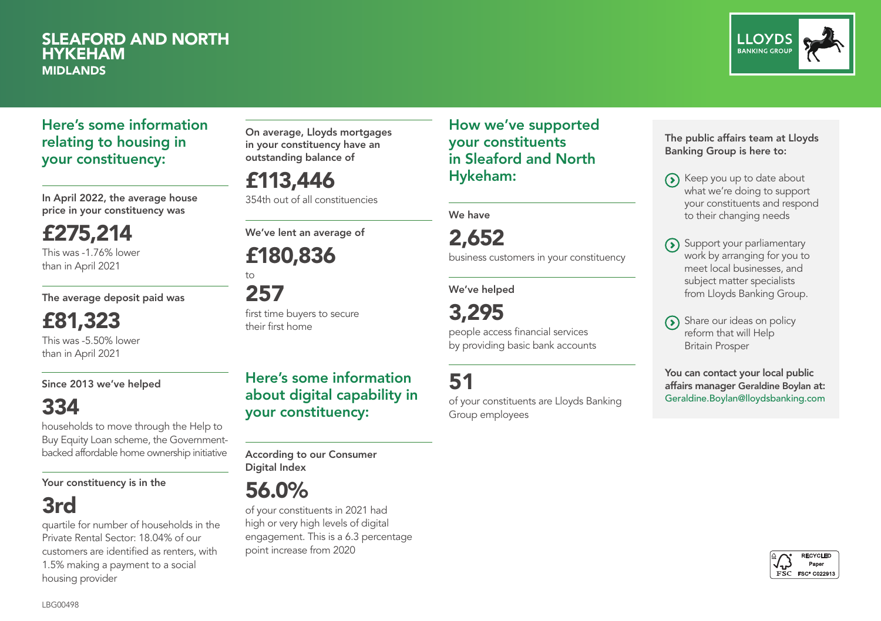# SLEAFORD AND NORTH HYKEHAM

MIDLANDS

## Here's some information relating to housing in your constituency:

In April 2022, the average house price in your constituency was

**£275,214**

This was -1.76% lower than in April 2021

The average deposit paid was

**£81,323**

This was -5.50% lower than in April 2021

Since 2013 we've helped

**334**

households to move through the Help to Buy Equity Loan scheme, the Government-backed affordable home ownership initiative

Your constituency is in the

**3rd**

quartile for number of households in the Private Rental Sector: 18.04% of our customers are identified as renters, with 1.5% making a payment to a social housing provider

On average, Lloyds mortgages in your constituency have an outstanding balance of

**£113,446**

354th out of all constituencies

We've lent an average of

**£180,836**

to

**257**

first time buyers to secure their first home

## Here's some information about digital capability in your constituency:

According to our Consumer Digital Index

**56.0%**

of your constituents in 2021 had high or very high levels of digital engagement. This is a 6.3 percentage point increase from 2020

## How we've supported your constituents in Sleaford and North Hykeham:

We have

**2,652**

business customers in your constituency

We've helped

**3,295**

people access financial services by providing basic bank accounts

**51**

of your constituents are Lloyds Banking Group employees

The public affairs team at Lloyds Banking Group is here to:

- Keep you up to date about what we're doing to support your constituents and respond to their changing needs
- Support your parliamentary work by arranging for you to meet local businesses, and subject matter specialists from Lloyds Banking Group.
- Share our ideas on policy reform that will Help Britain Prosper

You can contact your local public affairs manager Geraldine Boylan at: Geraldine.Boylan@lloydsbanking.com

LBG00498